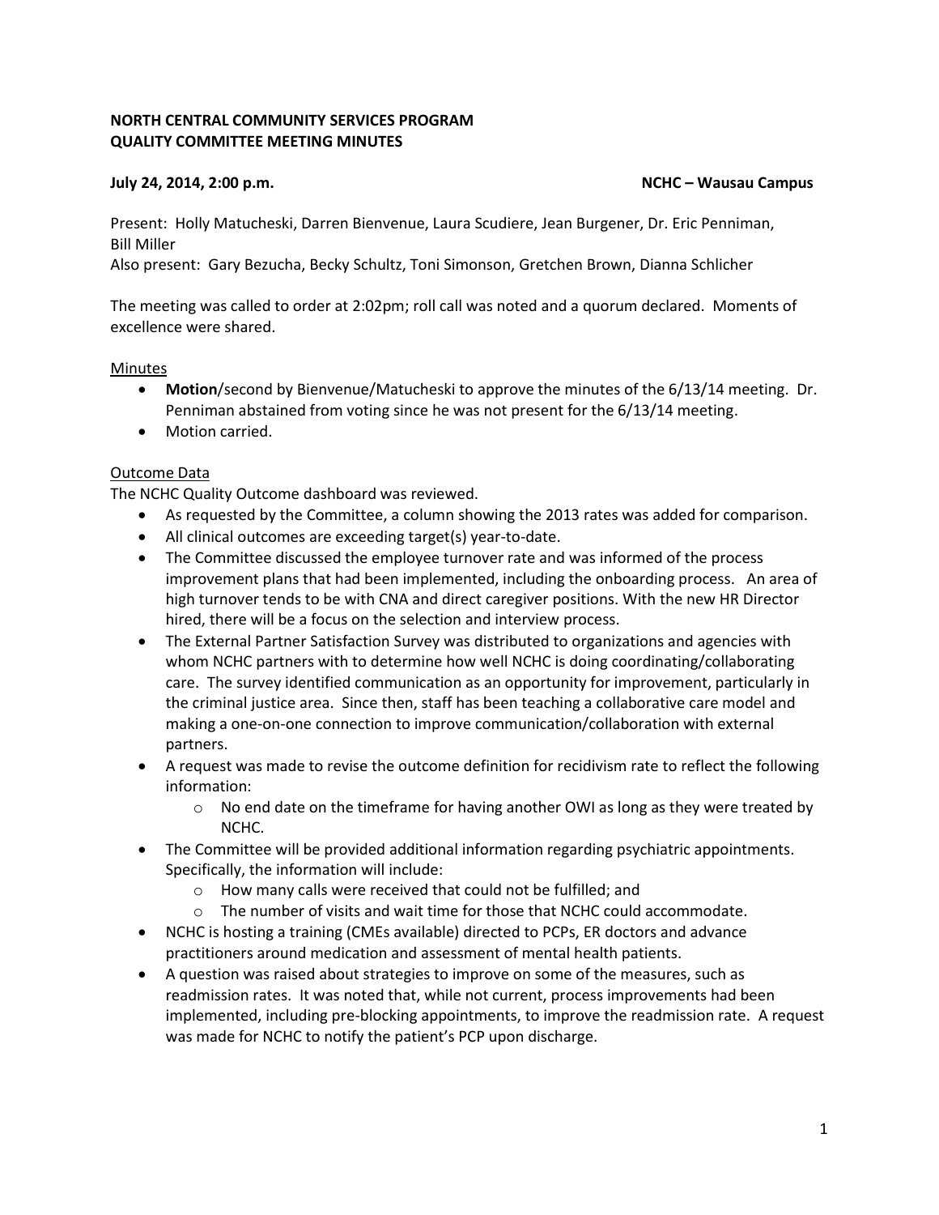**NORTH CENTRAL COMMUNITY SERVICES PROGRAM**
**QUALITY COMMITTEE MEETING MINUTES**

**July 24, 2014, 2:00 p.m.** **NCHC – Wausau Campus**

Present: Holly Matucheski, Darren Bienvenue, Laura Scudiere, Jean Burgener, Dr. Eric Penniman, Bill Miller
Also present: Gary Bezucha, Becky Schultz, Toni Simonson, Gretchen Brown, Dianna Schlicher

The meeting was called to order at 2:02pm; roll call was noted and a quorum declared. Moments of excellence were shared.

Minutes

- **Motion**/second by Bienvenue/Matucheski to approve the minutes of the 6/13/14 meeting. Dr. Penniman abstained from voting since he was not present for the 6/13/14 meeting.
- Motion carried.

Outcome Data

The NCHC Quality Outcome dashboard was reviewed.

- As requested by the Committee, a column showing the 2013 rates was added for comparison.
- All clinical outcomes are exceeding target(s) year-to-date.
- The Committee discussed the employee turnover rate and was informed of the process improvement plans that had been implemented, including the onboarding process. An area of high turnover tends to be with CNA and direct caregiver positions. With the new HR Director hired, there will be a focus on the selection and interview process.
- The External Partner Satisfaction Survey was distributed to organizations and agencies with whom NCHC partners with to determine how well NCHC is doing coordinating/collaborating care. The survey identified communication as an opportunity for improvement, particularly in the criminal justice area. Since then, staff has been teaching a collaborative care model and making a one-on-one connection to improve communication/collaboration with external partners.
- A request was made to revise the outcome definition for recidivism rate to reflect the following information:
  - No end date on the timeframe for having another OWI as long as they were treated by NCHC.
- The Committee will be provided additional information regarding psychiatric appointments. Specifically, the information will include:
  - How many calls were received that could not be fulfilled; and
  - The number of visits and wait time for those that NCHC could accommodate.
- NCHC is hosting a training (CMEs available) directed to PCPs, ER doctors and advance practitioners around medication and assessment of mental health patients.
- A question was raised about strategies to improve on some of the measures, such as readmission rates. It was noted that, while not current, process improvements had been implemented, including pre-blocking appointments, to improve the readmission rate. A request was made for NCHC to notify the patient's PCP upon discharge.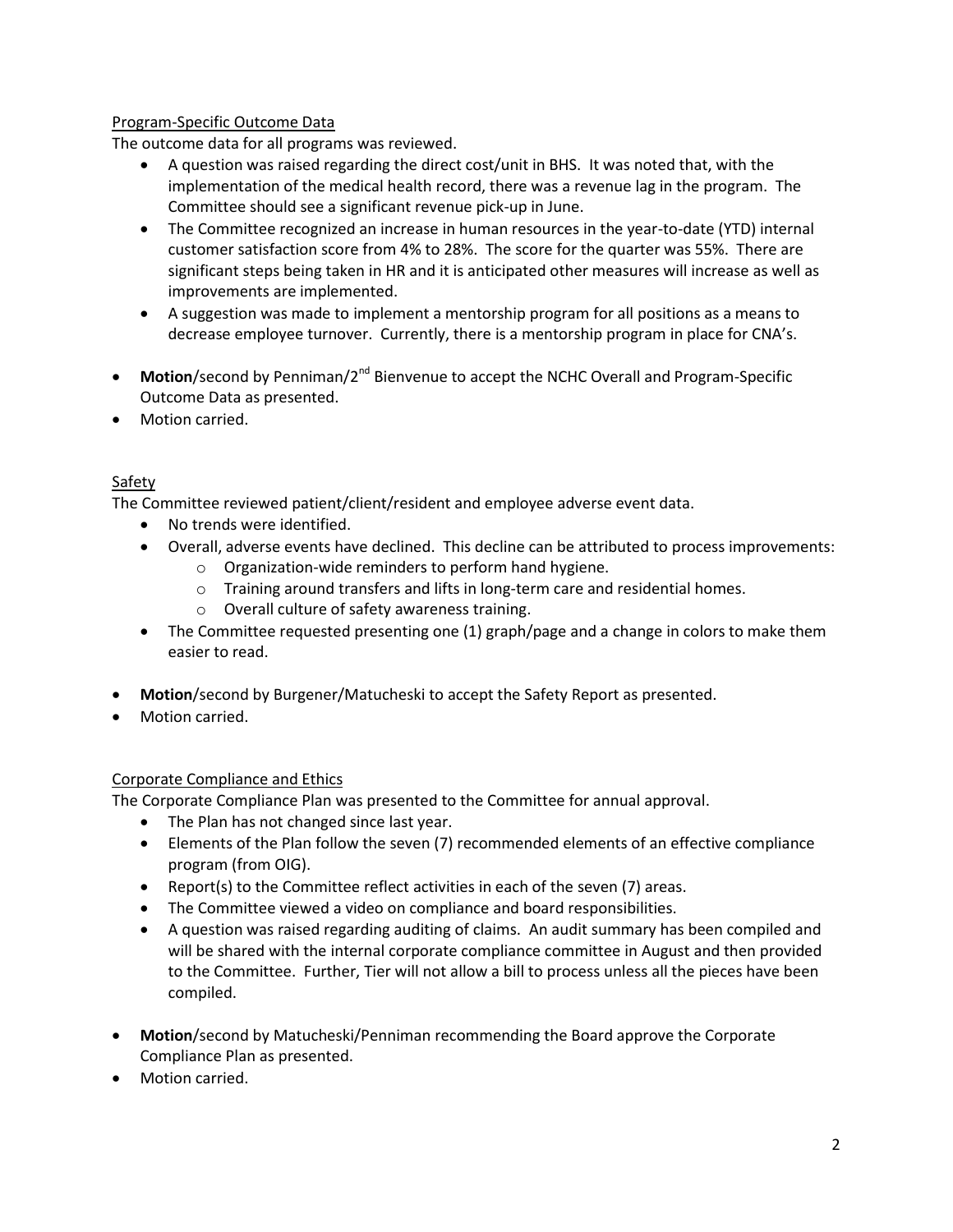Program-Specific Outcome Data

The outcome data for all programs was reviewed.

- A question was raised regarding the direct cost/unit in BHS. It was noted that, with the implementation of the medical health record, there was a revenue lag in the program. The Committee should see a significant revenue pick-up in June.
- The Committee recognized an increase in human resources in the year-to-date (YTD) internal customer satisfaction score from 4% to 28%. The score for the quarter was 55%. There are significant steps being taken in HR and it is anticipated other measures will increase as well as improvements are implemented.
- A suggestion was made to implement a mentorship program for all positions as a means to decrease employee turnover. Currently, there is a mentorship program in place for CNA's.

- **Motion**/second by Penniman/2nd Bienvenue to accept the NCHC Overall and Program-Specific Outcome Data as presented.
- Motion carried.

Safety

The Committee reviewed patient/client/resident and employee adverse event data.

- No trends were identified.
- Overall, adverse events have declined. This decline can be attributed to process improvements:
  - Organization-wide reminders to perform hand hygiene.
  - Training around transfers and lifts in long-term care and residential homes.
  - Overall culture of safety awareness training.
- The Committee requested presenting one (1) graph/page and a change in colors to make them easier to read.

- **Motion**/second by Burgener/Matucheski to accept the Safety Report as presented.
- Motion carried.

Corporate Compliance and Ethics

The Corporate Compliance Plan was presented to the Committee for annual approval.

- The Plan has not changed since last year.
- Elements of the Plan follow the seven (7) recommended elements of an effective compliance program (from OIG).
- Report(s) to the Committee reflect activities in each of the seven (7) areas.
- The Committee viewed a video on compliance and board responsibilities.
- A question was raised regarding auditing of claims. An audit summary has been compiled and will be shared with the internal corporate compliance committee in August and then provided to the Committee. Further, Tier will not allow a bill to process unless all the pieces have been compiled.

- **Motion**/second by Matucheski/Penniman recommending the Board approve the Corporate Compliance Plan as presented.
- Motion carried.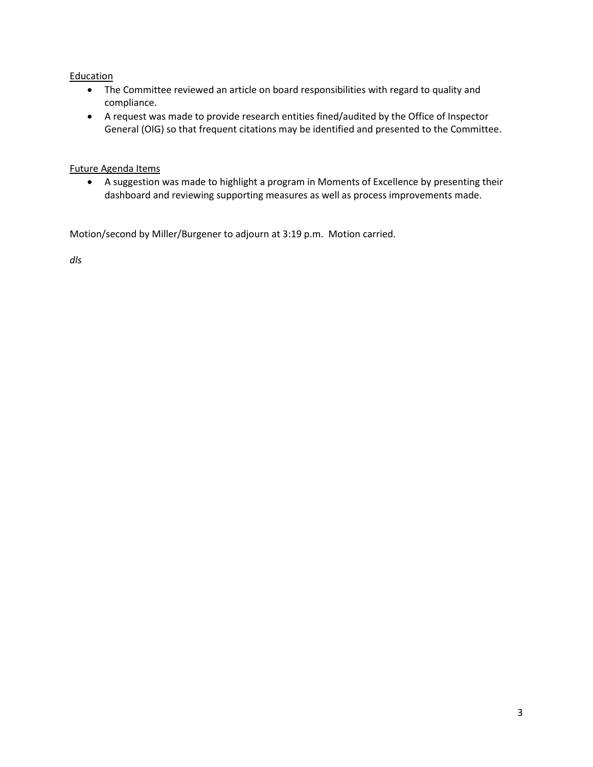Education

- The Committee reviewed an article on board responsibilities with regard to quality and compliance.
- A request was made to provide research entities fined/audited by the Office of Inspector General (OIG) so that frequent citations may be identified and presented to the Committee.

Future Agenda Items

- A suggestion was made to highlight a program in Moments of Excellence by presenting their dashboard and reviewing supporting measures as well as process improvements made.

Motion/second by Miller/Burgener to adjourn at 3:19 p.m. Motion carried.

*dls*